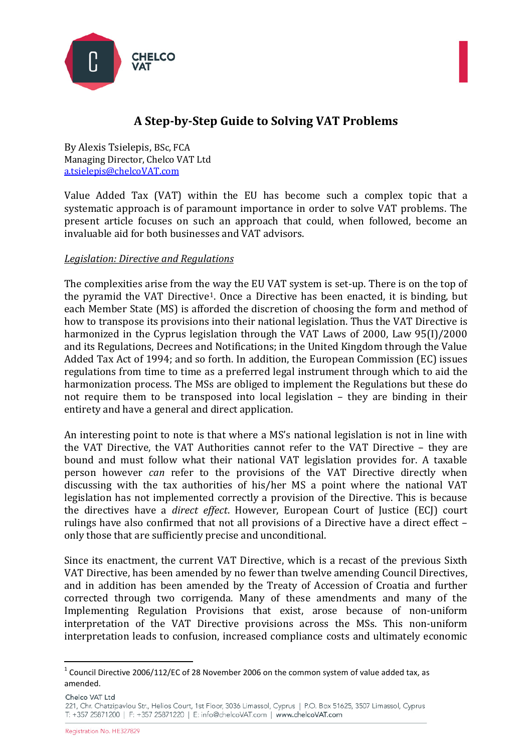# A Step-by-Step Guide to Solving VAT Problems

By Alexis Tsielepis, BSc, FCA
Managing Director, Chelco VAT Ltd
a.tsielepis@chelcoVAT.com

Value Added Tax (VAT) within the EU has become such a complex topic that a systematic approach is of paramount importance in order to solve VAT problems. The present article focuses on such an approach that could, when followed, become an invaluable aid for both businesses and VAT advisors.

## *Legislation: Directive and Regulations*

The complexities arise from the way the EU VAT system is set-up. There is on the top of the pyramid the VAT Directive[1]. Once a Directive has been enacted, it is binding, but each Member State (MS) is afforded the discretion of choosing the form and method of how to transpose its provisions into their national legislation. Thus the VAT Directive is harmonized in the Cyprus legislation through the VAT Laws of 2000, Law 95(I)/2000 and its Regulations, Decrees and Notifications; in the United Kingdom through the Value Added Tax Act of 1994; and so forth. In addition, the European Commission (EC) issues regulations from time to time as a preferred legal instrument through which to aid the harmonization process. The MSs are obliged to implement the Regulations but these do not require them to be transposed into local legislation – they are binding in their entirety and have a general and direct application.

An interesting point to note is that where a MS's national legislation is not in line with the VAT Directive, the VAT Authorities cannot refer to the VAT Directive – they are bound and must follow what their national VAT legislation provides for. A taxable person however *can* refer to the provisions of the VAT Directive directly when discussing with the tax authorities of his/her MS a point where the national VAT legislation has not implemented correctly a provision of the Directive. This is because the directives have a *direct effect*. However, European Court of Justice (ECJ) court rulings have also confirmed that not all provisions of a Directive have a direct effect – only those that are sufficiently precise and unconditional.

Since its enactment, the current VAT Directive, which is a recast of the previous Sixth VAT Directive, has been amended by no fewer than twelve amending Council Directives, and in addition has been amended by the Treaty of Accession of Croatia and further corrected through two corrigenda. Many of these amendments and many of the Implementing Regulation Provisions that exist, arose because of non-uniform interpretation of the VAT Directive provisions across the MSs. This non-uniform interpretation leads to confusion, increased compliance costs and ultimately economic

---

[1] Council Directive 2006/112/EC of 28 November 2006 on the common system of value added tax, as amended.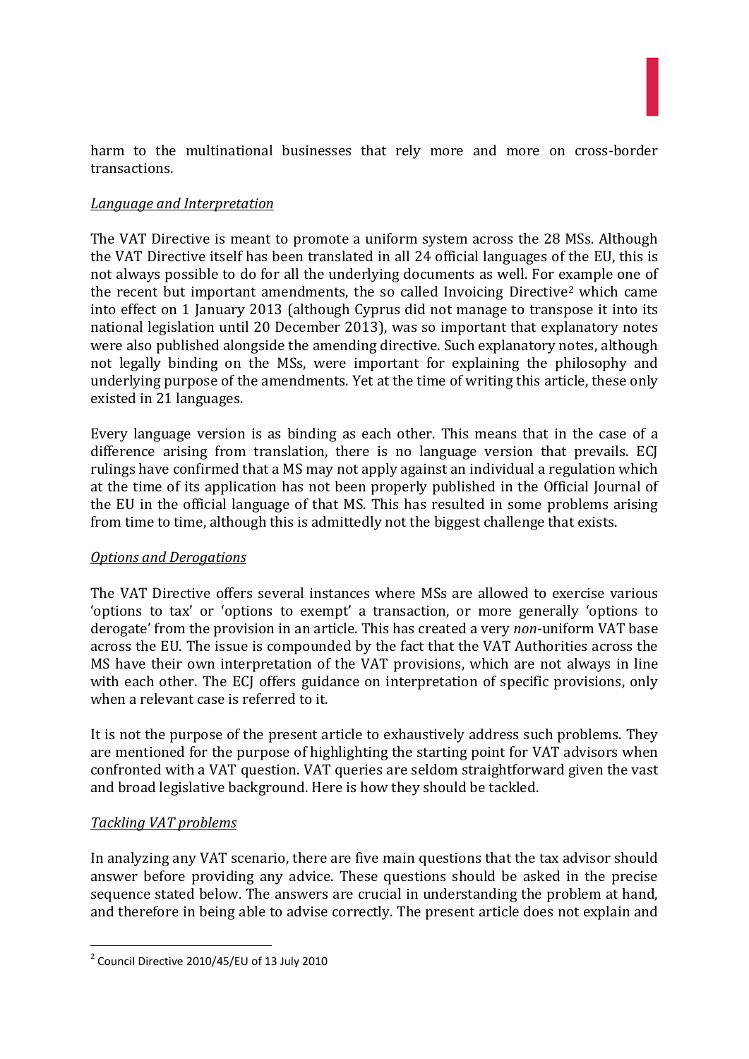harm to the multinational businesses that rely more and more on cross-border transactions.

*Language and Interpretation*

The VAT Directive is meant to promote a uniform system across the 28 MSs. Although the VAT Directive itself has been translated in all 24 official languages of the EU, this is not always possible to do for all the underlying documents as well. For example one of the recent but important amendments, the so called Invoicing Directive[2] which came into effect on 1 January 2013 (although Cyprus did not manage to transpose it into its national legislation until 20 December 2013), was so important that explanatory notes were also published alongside the amending directive. Such explanatory notes, although not legally binding on the MSs, were important for explaining the philosophy and underlying purpose of the amendments. Yet at the time of writing this article, these only existed in 21 languages.

Every language version is as binding as each other. This means that in the case of a difference arising from translation, there is no language version that prevails. ECJ rulings have confirmed that a MS may not apply against an individual a regulation which at the time of its application has not been properly published in the Official Journal of the EU in the official language of that MS. This has resulted in some problems arising from time to time, although this is admittedly not the biggest challenge that exists.

*Options and Derogations*

The VAT Directive offers several instances where MSs are allowed to exercise various 'options to tax' or 'options to exempt' a transaction, or more generally 'options to derogate' from the provision in an article. This has created a very *non*-uniform VAT base across the EU. The issue is compounded by the fact that the VAT Authorities across the MS have their own interpretation of the VAT provisions, which are not always in line with each other. The ECJ offers guidance on interpretation of specific provisions, only when a relevant case is referred to it.

It is not the purpose of the present article to exhaustively address such problems. They are mentioned for the purpose of highlighting the starting point for VAT advisors when confronted with a VAT question. VAT queries are seldom straightforward given the vast and broad legislative background. Here is how they should be tackled.

*Tackling VAT problems*

In analyzing any VAT scenario, there are five main questions that the tax advisor should answer before providing any advice. These questions should be asked in the precise sequence stated below. The answers are crucial in understanding the problem at hand, and therefore in being able to advise correctly. The present article does not explain and

---

[2] Council Directive 2010/45/EU of 13 July 2010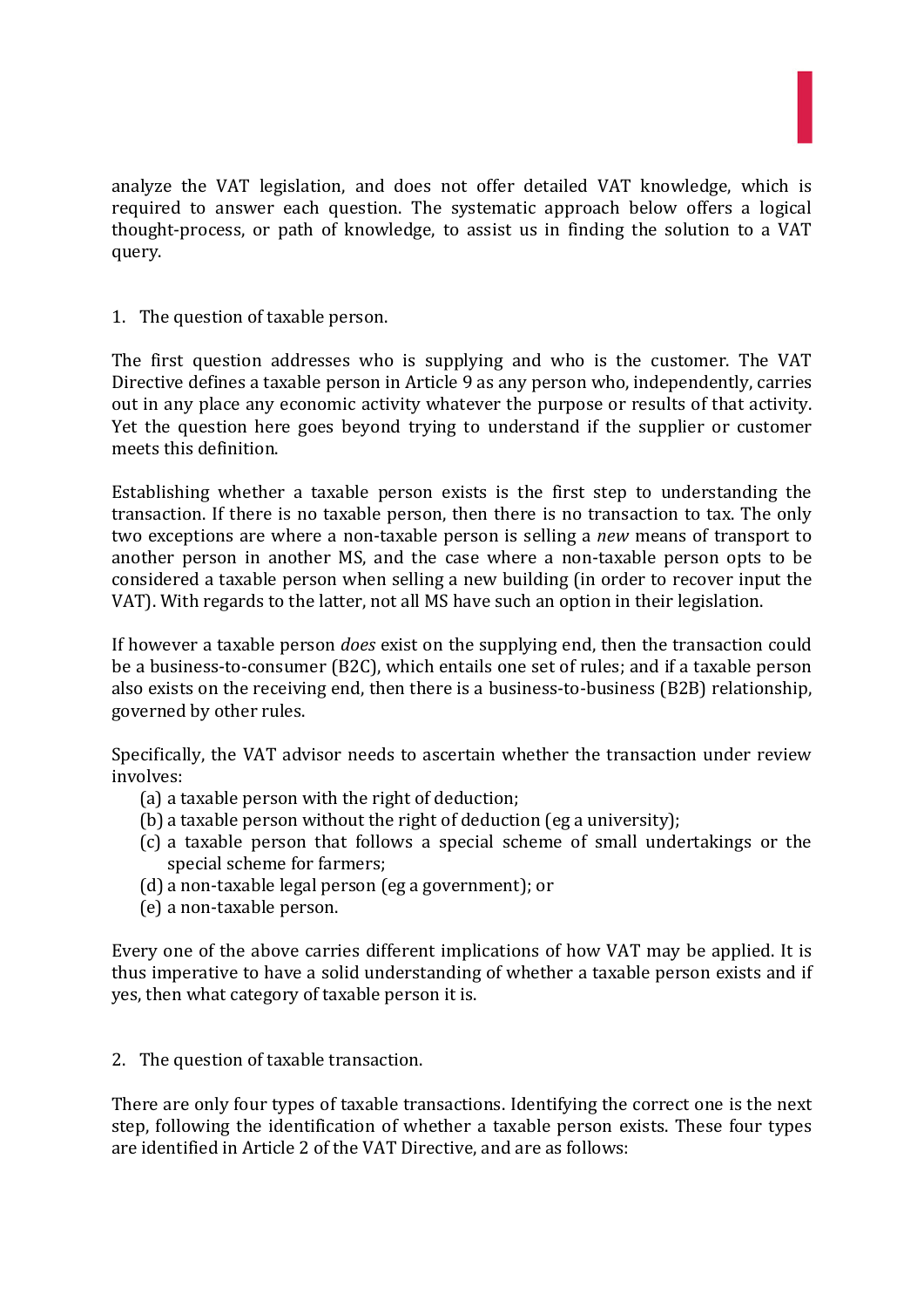analyze the VAT legislation, and does not offer detailed VAT knowledge, which is required to answer each question. The systematic approach below offers a logical thought-process, or path of knowledge, to assist us in finding the solution to a VAT query.

1. The question of taxable person.

The first question addresses who is supplying and who is the customer. The VAT Directive defines a taxable person in Article 9 as any person who, independently, carries out in any place any economic activity whatever the purpose or results of that activity. Yet the question here goes beyond trying to understand if the supplier or customer meets this definition.

Establishing whether a taxable person exists is the first step to understanding the transaction. If there is no taxable person, then there is no transaction to tax. The only two exceptions are where a non-taxable person is selling a *new* means of transport to another person in another MS, and the case where a non-taxable person opts to be considered a taxable person when selling a new building (in order to recover input the VAT). With regards to the latter, not all MS have such an option in their legislation.

If however a taxable person *does* exist on the supplying end, then the transaction could be a business-to-consumer (B2C), which entails one set of rules; and if a taxable person also exists on the receiving end, then there is a business-to-business (B2B) relationship, governed by other rules.

Specifically, the VAT advisor needs to ascertain whether the transaction under review involves:

(a) a taxable person with the right of deduction;
(b) a taxable person without the right of deduction (eg a university);
(c) a taxable person that follows a special scheme of small undertakings or the special scheme for farmers;
(d) a non-taxable legal person (eg a government); or
(e) a non-taxable person.

Every one of the above carries different implications of how VAT may be applied. It is thus imperative to have a solid understanding of whether a taxable person exists and if yes, then what category of taxable person it is.

2. The question of taxable transaction.

There are only four types of taxable transactions. Identifying the correct one is the next step, following the identification of whether a taxable person exists. These four types are identified in Article 2 of the VAT Directive, and are as follows: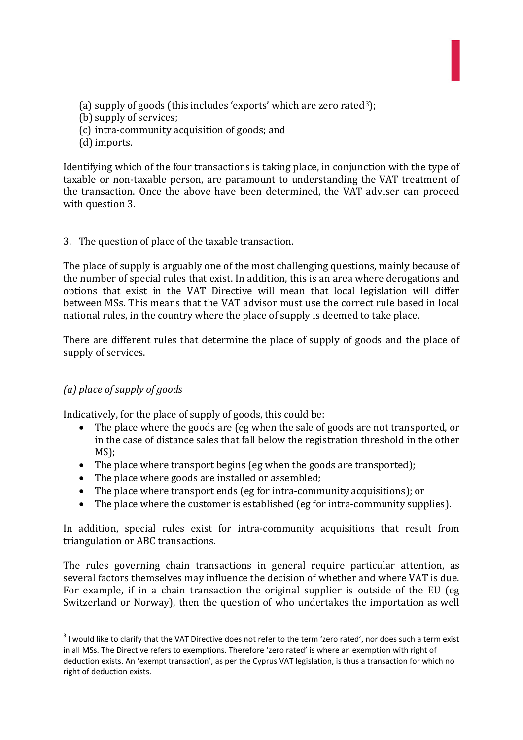(a) supply of goods (this includes 'exports' which are zero rated[3]);
(b) supply of services;
(c) intra-community acquisition of goods; and
(d) imports.

Identifying which of the four transactions is taking place, in conjunction with the type of taxable or non-taxable person, are paramount to understanding the VAT treatment of the transaction. Once the above have been determined, the VAT adviser can proceed with question 3.

3. The question of place of the taxable transaction.

The place of supply is arguably one of the most challenging questions, mainly because of the number of special rules that exist. In addition, this is an area where derogations and options that exist in the VAT Directive will mean that local legislation will differ between MSs. This means that the VAT advisor must use the correct rule based in local national rules, in the country where the place of supply is deemed to take place.

There are different rules that determine the place of supply of goods and the place of supply of services.

*(a) place of supply of goods*

Indicatively, for the place of supply of goods, this could be:

- The place where the goods are (eg when the sale of goods are not transported, or in the case of distance sales that fall below the registration threshold in the other MS);
- The place where transport begins (eg when the goods are transported);
- The place where goods are installed or assembled;
- The place where transport ends (eg for intra-community acquisitions); or
- The place where the customer is established (eg for intra-community supplies).

In addition, special rules exist for intra-community acquisitions that result from triangulation or ABC transactions.

The rules governing chain transactions in general require particular attention, as several factors themselves may influence the decision of whether and where VAT is due. For example, if in a chain transaction the original supplier is outside of the EU (eg Switzerland or Norway), then the question of who undertakes the importation as well

---

[3] I would like to clarify that the VAT Directive does not refer to the term 'zero rated', nor does such a term exist in all MSs. The Directive refers to exemptions. Therefore 'zero rated' is where an exemption with right of deduction exists. An 'exempt transaction', as per the Cyprus VAT legislation, is thus a transaction for which no right of deduction exists.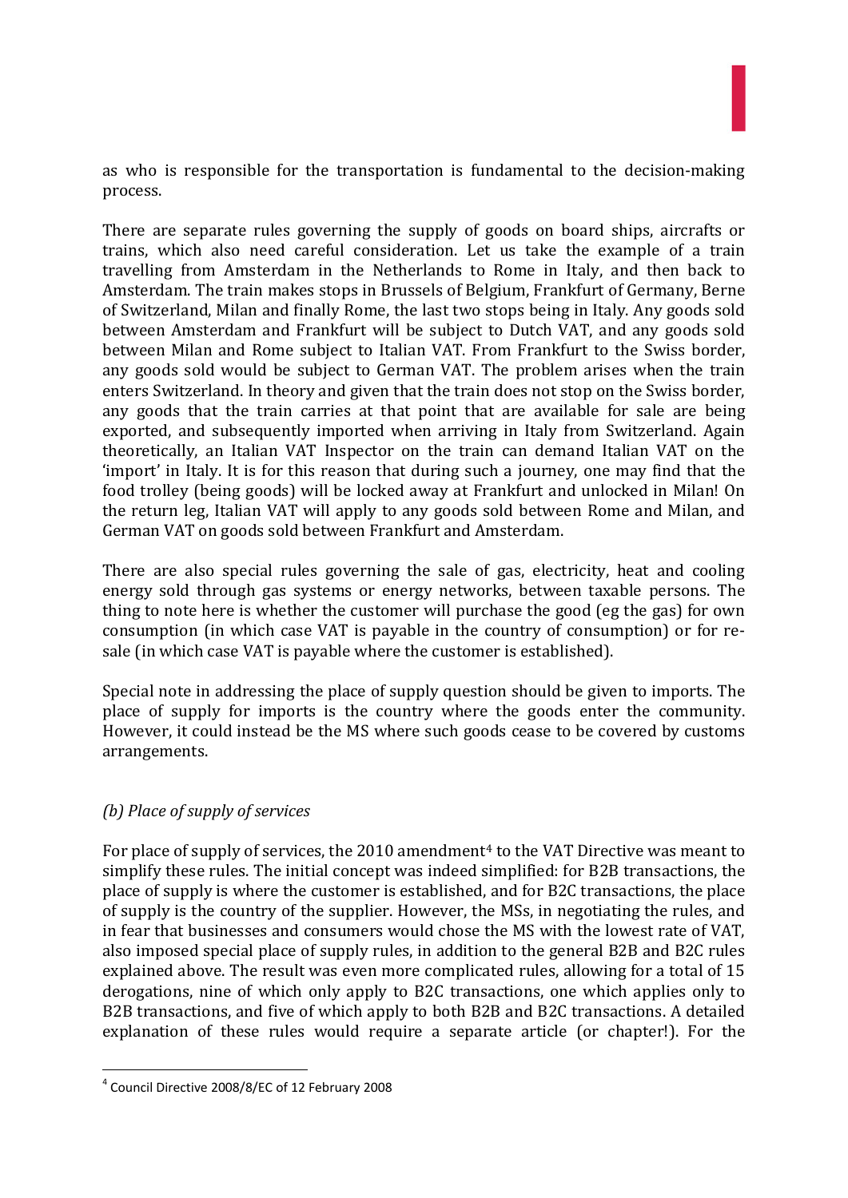as who is responsible for the transportation is fundamental to the decision-making process.

There are separate rules governing the supply of goods on board ships, aircrafts or trains, which also need careful consideration. Let us take the example of a train travelling from Amsterdam in the Netherlands to Rome in Italy, and then back to Amsterdam. The train makes stops in Brussels of Belgium, Frankfurt of Germany, Berne of Switzerland, Milan and finally Rome, the last two stops being in Italy. Any goods sold between Amsterdam and Frankfurt will be subject to Dutch VAT, and any goods sold between Milan and Rome subject to Italian VAT. From Frankfurt to the Swiss border, any goods sold would be subject to German VAT. The problem arises when the train enters Switzerland. In theory and given that the train does not stop on the Swiss border, any goods that the train carries at that point that are available for sale are being exported, and subsequently imported when arriving in Italy from Switzerland. Again theoretically, an Italian VAT Inspector on the train can demand Italian VAT on the 'import' in Italy. It is for this reason that during such a journey, one may find that the food trolley (being goods) will be locked away at Frankfurt and unlocked in Milan! On the return leg, Italian VAT will apply to any goods sold between Rome and Milan, and German VAT on goods sold between Frankfurt and Amsterdam.

There are also special rules governing the sale of gas, electricity, heat and cooling energy sold through gas systems or energy networks, between taxable persons. The thing to note here is whether the customer will purchase the good (eg the gas) for own consumption (in which case VAT is payable in the country of consumption) or for re-sale (in which case VAT is payable where the customer is established).

Special note in addressing the place of supply question should be given to imports. The place of supply for imports is the country where the goods enter the community. However, it could instead be the MS where such goods cease to be covered by customs arrangements.

### *(b) Place of supply of services*

For place of supply of services, the 2010 amendment[4] to the VAT Directive was meant to simplify these rules. The initial concept was indeed simplified: for B2B transactions, the place of supply is where the customer is established, and for B2C transactions, the place of supply is the country of the supplier. However, the MSs, in negotiating the rules, and in fear that businesses and consumers would chose the MS with the lowest rate of VAT, also imposed special place of supply rules, in addition to the general B2B and B2C rules explained above. The result was even more complicated rules, allowing for a total of 15 derogations, nine of which only apply to B2C transactions, one which applies only to B2B transactions, and five of which apply to both B2B and B2C transactions. A detailed explanation of these rules would require a separate article (or chapter!). For the

---

[4] Council Directive 2008/8/EC of 12 February 2008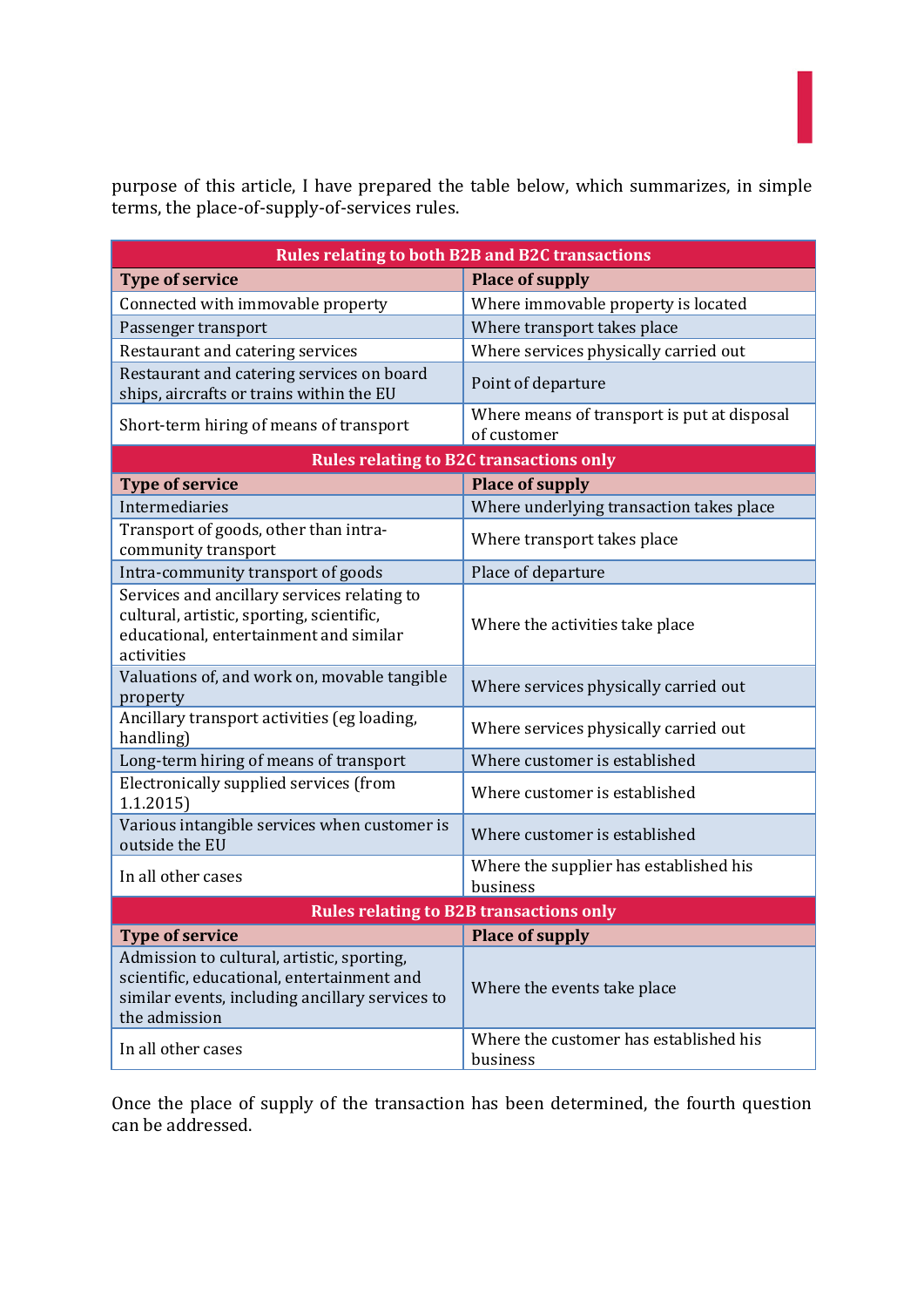purpose of this article, I have prepared the table below, which summarizes, in simple terms, the place-of-supply-of-services rules.

| **Rules relating to both B2B and B2C transactions** | |
|---|---|
| **Type of service** | **Place of supply** |
| Connected with immovable property | Where immovable property is located |
| Passenger transport | Where transport takes place |
| Restaurant and catering services | Where services physically carried out |
| Restaurant and catering services on board ships, aircrafts or trains within the EU | Point of departure |
| Short-term hiring of means of transport | Where means of transport is put at disposal of customer |
| **Rules relating to B2C transactions only** | |
| **Type of service** | **Place of supply** |
| Intermediaries | Where underlying transaction takes place |
| Transport of goods, other than intra-community transport | Where transport takes place |
| Intra-community transport of goods | Place of departure |
| Services and ancillary services relating to cultural, artistic, sporting, scientific, educational, entertainment and similar activities | Where the activities take place |
| Valuations of, and work on, movable tangible property | Where services physically carried out |
| Ancillary transport activities (eg loading, handling) | Where services physically carried out |
| Long-term hiring of means of transport | Where customer is established |
| Electronically supplied services (from 1.1.2015) | Where customer is established |
| Various intangible services when customer is outside the EU | Where customer is established |
| In all other cases | Where the supplier has established his business |
| **Rules relating to B2B transactions only** | |
| **Type of service** | **Place of supply** |
| Admission to cultural, artistic, sporting, scientific, educational, entertainment and similar events, including ancillary services to the admission | Where the events take place |
| In all other cases | Where the customer has established his business |

Once the place of supply of the transaction has been determined, the fourth question can be addressed.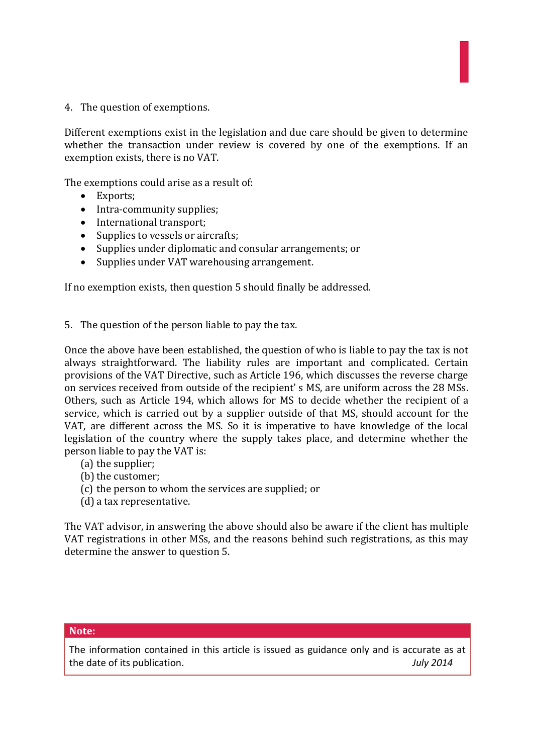4. The question of exemptions.

Different exemptions exist in the legislation and due care should be given to determine whether the transaction under review is covered by one of the exemptions. If an exemption exists, there is no VAT.

The exemptions could arise as a result of:

- Exports;
- Intra-community supplies;
- International transport;
- Supplies to vessels or aircrafts;
- Supplies under diplomatic and consular arrangements; or
- Supplies under VAT warehousing arrangement.

If no exemption exists, then question 5 should finally be addressed.

5. The question of the person liable to pay the tax.

Once the above have been established, the question of who is liable to pay the tax is not always straightforward. The liability rules are important and complicated. Certain provisions of the VAT Directive, such as Article 196, which discusses the reverse charge on services received from outside of the recipient' s MS, are uniform across the 28 MSs. Others, such as Article 194, which allows for MS to decide whether the recipient of a service, which is carried out by a supplier outside of that MS, should account for the VAT, are different across the MS. So it is imperative to have knowledge of the local legislation of the country where the supply takes place, and determine whether the person liable to pay the VAT is:

(a) the supplier;
(b) the customer;
(c) the person to whom the services are supplied; or
(d) a tax representative.

The VAT advisor, in answering the above should also be aware if the client has multiple VAT registrations in other MSs, and the reasons behind such registrations, as this may determine the answer to question 5.

**Note:**

The information contained in this article is issued as guidance only and is accurate as at the date of its publication. *July 2014*